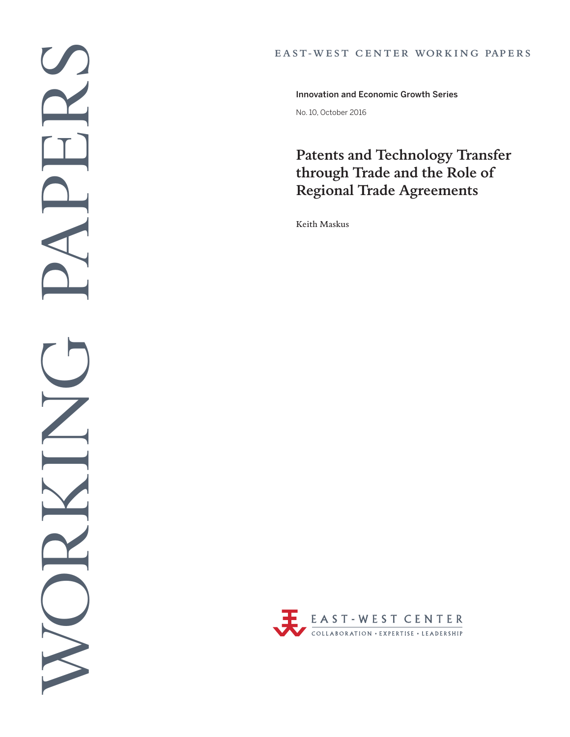WORKING PAPERS

EAST-WEST CENTER WORKING PAPERS

Innovation and Economic Growth Series

No. 10, October 2016

# Patents and Technology Transfer through Trade and the Role of Regional Trade Agreements

Keith Maskus

EAST-WEST CENTER

COLLABORATION • EXPERTISE • LEADERSHIP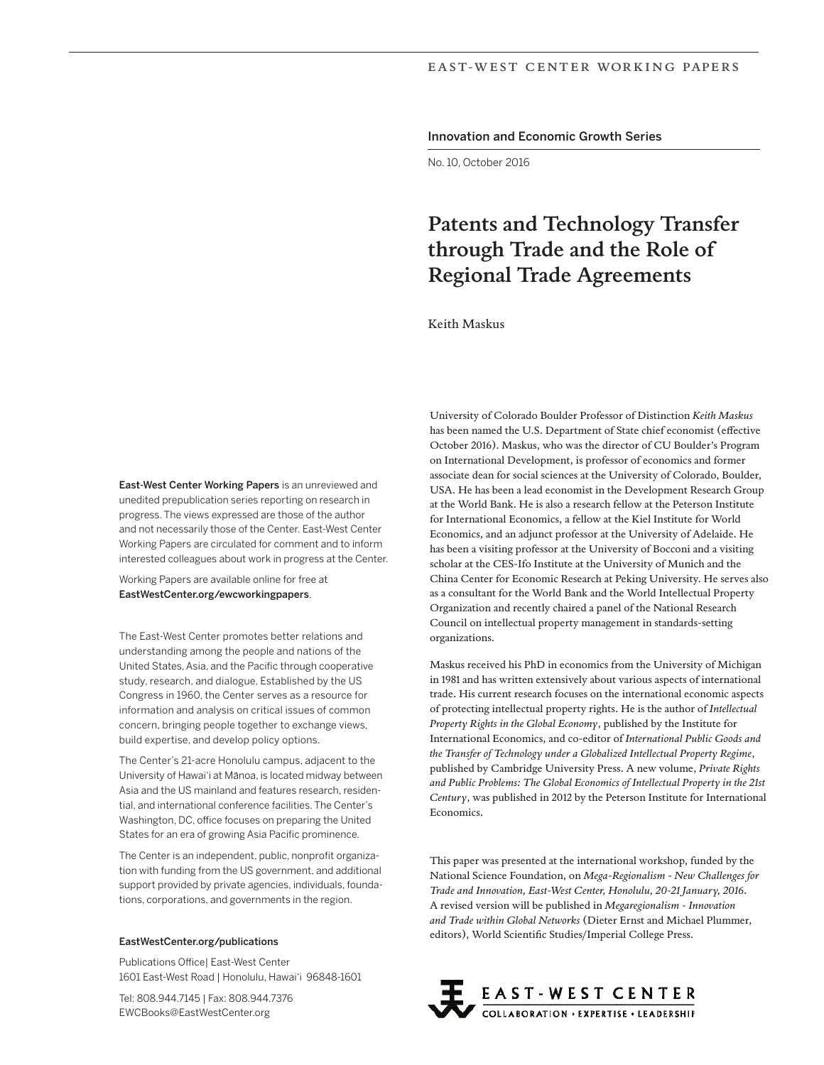EAST-WEST CENTER WORKING PAPERS

Innovation and Economic Growth Series

No. 10, October 2016

# Patents and Technology Transfer through Trade and the Role of Regional Trade Agreements

Keith Maskus

University of Colorado Boulder Professor of Distinction *Keith Maskus* has been named the U.S. Department of State chief economist (effective October 2016). Maskus, who was the director of CU Boulder's Program on International Development, is professor of economics and former associate dean for social sciences at the University of Colorado, Boulder, USA. He has been a lead economist in the Development Research Group at the World Bank. He is also a research fellow at the Peterson Institute for International Economics, a fellow at the Kiel Institute for World Economics, and an adjunct professor at the University of Adelaide. He has been a visiting professor at the University of Bocconi and a visiting scholar at the CES-Ifo Institute at the University of Munich and the China Center for Economic Research at Peking University. He serves also as a consultant for the World Bank and the World Intellectual Property Organization and recently chaired a panel of the National Research Council on intellectual property management in standards-setting organizations.

Maskus received his PhD in economics from the University of Michigan in 1981 and has written extensively about various aspects of international trade. His current research focuses on the international economic aspects of protecting intellectual property rights. He is the author of *Intellectual Property Rights in the Global Economy*, published by the Institute for International Economics, and co-editor of *International Public Goods and the Transfer of Technology under a Globalized Intellectual Property Regime*, published by Cambridge University Press. A new volume, *Private Rights and Public Problems: The Global Economics of Intellectual Property in the 21st Century*, was published in 2012 by the Peterson Institute for International Economics.

This paper was presented at the international workshop, funded by the National Science Foundation, on *Mega-Regionalism - New Challenges for Trade and Innovation, East-West Center, Honolulu, 20-21 January, 2016*. A revised version will be published in *Megaregionalism - Innovation and Trade within Global Networks* (Dieter Ernst and Michael Plummer, editors), World Scientific Studies/Imperial College Press.

**East-West Center Working Papers** is an unreviewed and unedited prepublication series reporting on research in progress. The views expressed are those of the author and not necessarily those of the Center. East-West Center Working Papers are circulated for comment and to inform interested colleagues about work in progress at the Center.

Working Papers are available online for free at **EastWestCenter.org/ewcworkingpapers**.

The East-West Center promotes better relations and understanding among the people and nations of the United States, Asia, and the Pacific through cooperative study, research, and dialogue. Established by the US Congress in 1960, the Center serves as a resource for information and analysis on critical issues of common concern, bringing people together to exchange views, build expertise, and develop policy options.

The Center's 21-acre Honolulu campus, adjacent to the University of Hawai'i at Mānoa, is located midway between Asia and the US mainland and features research, residential, and international conference facilities. The Center's Washington, DC, office focuses on preparing the United States for an era of growing Asia Pacific prominence.

The Center is an independent, public, nonprofit organization with funding from the US government, and additional support provided by private agencies, individuals, foundations, corporations, and governments in the region.

**EastWestCenter.org/publications**

Publications Office| East-West Center
1601 East-West Road | Honolulu, Hawai'i 96848-1601

Tel: 808.944.7145 | Fax: 808.944.7376
EWCBooks@EastWestCenter.org

EAST-WEST CENTER
COLLABORATION • EXPERTISE • LEADERSHIP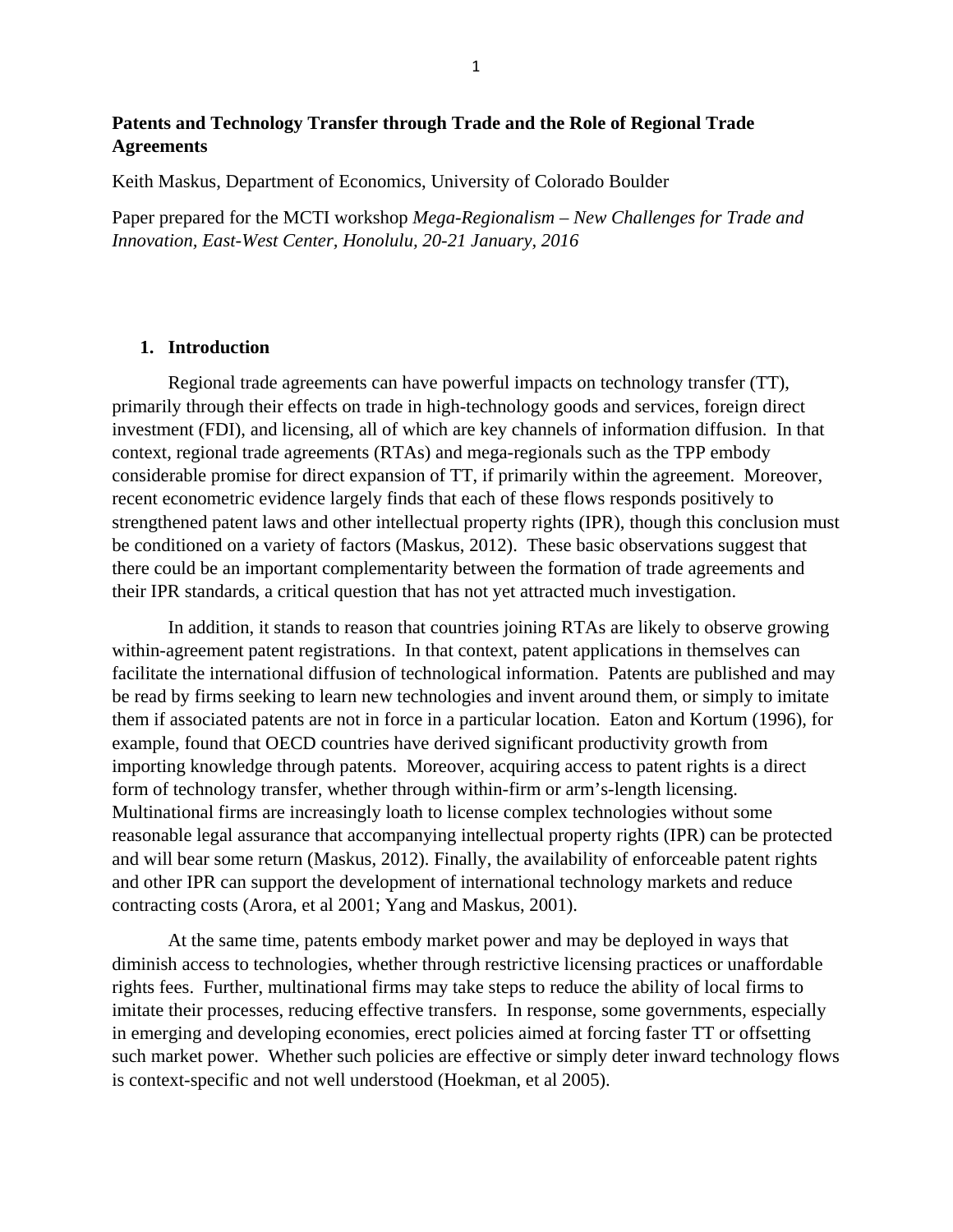**Patents and Technology Transfer through Trade and the Role of Regional Trade Agreements**

Keith Maskus, Department of Economics, University of Colorado Boulder

Paper prepared for the MCTI workshop *Mega-Regionalism – New Challenges for Trade and Innovation, East-West Center, Honolulu, 20-21 January, 2016*

## 1. Introduction

Regional trade agreements can have powerful impacts on technology transfer (TT), primarily through their effects on trade in high-technology goods and services, foreign direct investment (FDI), and licensing, all of which are key channels of information diffusion. In that context, regional trade agreements (RTAs) and mega-regionals such as the TPP embody considerable promise for direct expansion of TT, if primarily within the agreement. Moreover, recent econometric evidence largely finds that each of these flows responds positively to strengthened patent laws and other intellectual property rights (IPR), though this conclusion must be conditioned on a variety of factors (Maskus, 2012). These basic observations suggest that there could be an important complementarity between the formation of trade agreements and their IPR standards, a critical question that has not yet attracted much investigation.

In addition, it stands to reason that countries joining RTAs are likely to observe growing within-agreement patent registrations. In that context, patent applications in themselves can facilitate the international diffusion of technological information. Patents are published and may be read by firms seeking to learn new technologies and invent around them, or simply to imitate them if associated patents are not in force in a particular location. Eaton and Kortum (1996), for example, found that OECD countries have derived significant productivity growth from importing knowledge through patents. Moreover, acquiring access to patent rights is a direct form of technology transfer, whether through within-firm or arm's-length licensing. Multinational firms are increasingly loath to license complex technologies without some reasonable legal assurance that accompanying intellectual property rights (IPR) can be protected and will bear some return (Maskus, 2012). Finally, the availability of enforceable patent rights and other IPR can support the development of international technology markets and reduce contracting costs (Arora, et al 2001; Yang and Maskus, 2001).

At the same time, patents embody market power and may be deployed in ways that diminish access to technologies, whether through restrictive licensing practices or unaffordable rights fees. Further, multinational firms may take steps to reduce the ability of local firms to imitate their processes, reducing effective transfers. In response, some governments, especially in emerging and developing economies, erect policies aimed at forcing faster TT or offsetting such market power. Whether such policies are effective or simply deter inward technology flows is context-specific and not well understood (Hoekman, et al 2005).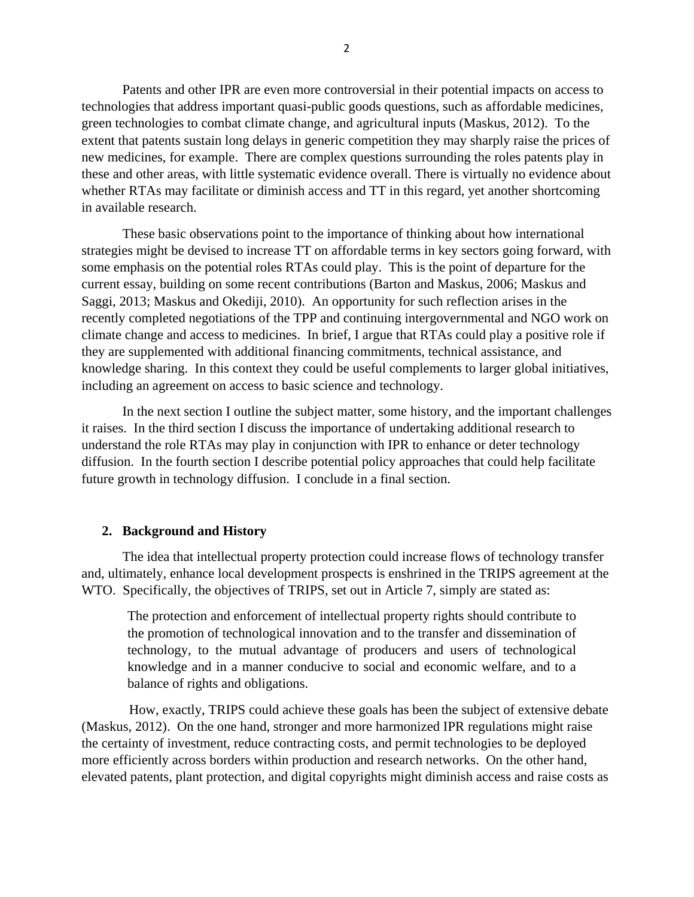Patents and other IPR are even more controversial in their potential impacts on access to technologies that address important quasi-public goods questions, such as affordable medicines, green technologies to combat climate change, and agricultural inputs (Maskus, 2012). To the extent that patents sustain long delays in generic competition they may sharply raise the prices of new medicines, for example. There are complex questions surrounding the roles patents play in these and other areas, with little systematic evidence overall. There is virtually no evidence about whether RTAs may facilitate or diminish access and TT in this regard, yet another shortcoming in available research.

These basic observations point to the importance of thinking about how international strategies might be devised to increase TT on affordable terms in key sectors going forward, with some emphasis on the potential roles RTAs could play. This is the point of departure for the current essay, building on some recent contributions (Barton and Maskus, 2006; Maskus and Saggi, 2013; Maskus and Okediji, 2010). An opportunity for such reflection arises in the recently completed negotiations of the TPP and continuing intergovernmental and NGO work on climate change and access to medicines. In brief, I argue that RTAs could play a positive role if they are supplemented with additional financing commitments, technical assistance, and knowledge sharing. In this context they could be useful complements to larger global initiatives, including an agreement on access to basic science and technology.

In the next section I outline the subject matter, some history, and the important challenges it raises. In the third section I discuss the importance of undertaking additional research to understand the role RTAs may play in conjunction with IPR to enhance or deter technology diffusion. In the fourth section I describe potential policy approaches that could help facilitate future growth in technology diffusion. I conclude in a final section.

## 2. Background and History

The idea that intellectual property protection could increase flows of technology transfer and, ultimately, enhance local development prospects is enshrined in the TRIPS agreement at the WTO. Specifically, the objectives of TRIPS, set out in Article 7, simply are stated as:

> The protection and enforcement of intellectual property rights should contribute to the promotion of technological innovation and to the transfer and dissemination of technology, to the mutual advantage of producers and users of technological knowledge and in a manner conducive to social and economic welfare, and to a balance of rights and obligations.

How, exactly, TRIPS could achieve these goals has been the subject of extensive debate (Maskus, 2012). On the one hand, stronger and more harmonized IPR regulations might raise the certainty of investment, reduce contracting costs, and permit technologies to be deployed more efficiently across borders within production and research networks. On the other hand, elevated patents, plant protection, and digital copyrights might diminish access and raise costs as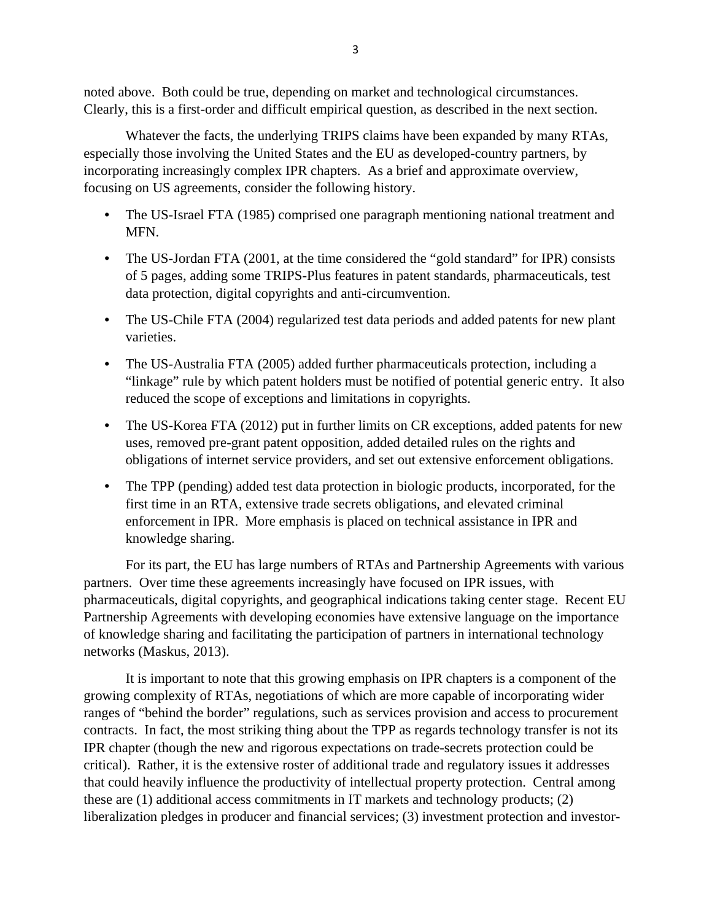noted above. Both could be true, depending on market and technological circumstances. Clearly, this is a first-order and difficult empirical question, as described in the next section.

Whatever the facts, the underlying TRIPS claims have been expanded by many RTAs, especially those involving the United States and the EU as developed-country partners, by incorporating increasingly complex IPR chapters. As a brief and approximate overview, focusing on US agreements, consider the following history.

- The US-Israel FTA (1985) comprised one paragraph mentioning national treatment and MFN.
- The US-Jordan FTA (2001, at the time considered the "gold standard" for IPR) consists of 5 pages, adding some TRIPS-Plus features in patent standards, pharmaceuticals, test data protection, digital copyrights and anti-circumvention.
- The US-Chile FTA (2004) regularized test data periods and added patents for new plant varieties.
- The US-Australia FTA (2005) added further pharmaceuticals protection, including a "linkage" rule by which patent holders must be notified of potential generic entry. It also reduced the scope of exceptions and limitations in copyrights.
- The US-Korea FTA (2012) put in further limits on CR exceptions, added patents for new uses, removed pre-grant patent opposition, added detailed rules on the rights and obligations of internet service providers, and set out extensive enforcement obligations.
- The TPP (pending) added test data protection in biologic products, incorporated, for the first time in an RTA, extensive trade secrets obligations, and elevated criminal enforcement in IPR. More emphasis is placed on technical assistance in IPR and knowledge sharing.

For its part, the EU has large numbers of RTAs and Partnership Agreements with various partners. Over time these agreements increasingly have focused on IPR issues, with pharmaceuticals, digital copyrights, and geographical indications taking center stage. Recent EU Partnership Agreements with developing economies have extensive language on the importance of knowledge sharing and facilitating the participation of partners in international technology networks (Maskus, 2013).

It is important to note that this growing emphasis on IPR chapters is a component of the growing complexity of RTAs, negotiations of which are more capable of incorporating wider ranges of "behind the border" regulations, such as services provision and access to procurement contracts. In fact, the most striking thing about the TPP as regards technology transfer is not its IPR chapter (though the new and rigorous expectations on trade-secrets protection could be critical). Rather, it is the extensive roster of additional trade and regulatory issues it addresses that could heavily influence the productivity of intellectual property protection. Central among these are (1) additional access commitments in IT markets and technology products; (2) liberalization pledges in producer and financial services; (3) investment protection and investor-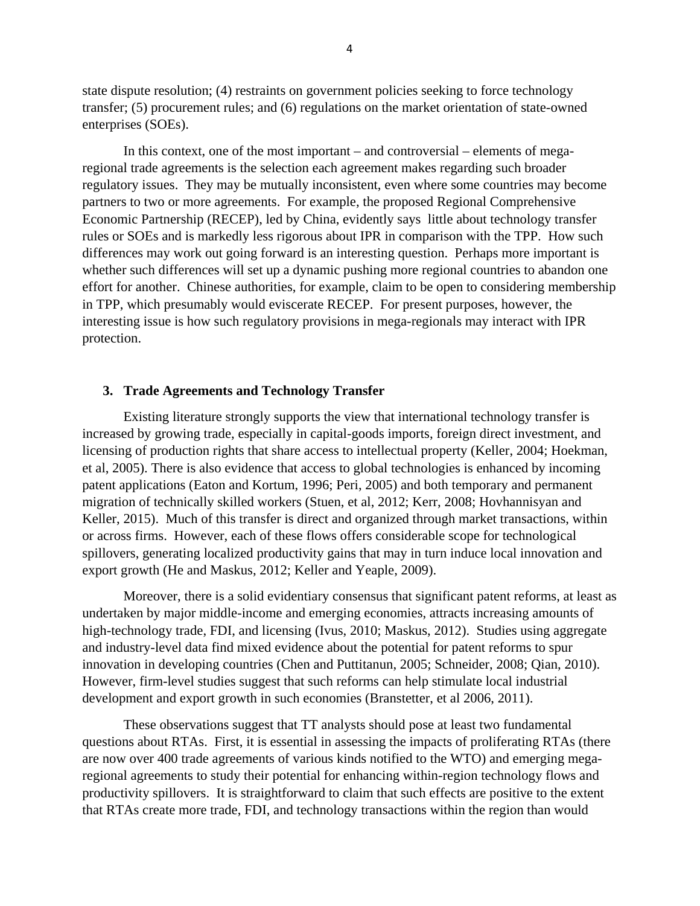state dispute resolution; (4) restraints on government policies seeking to force technology transfer; (5) procurement rules; and (6) regulations on the market orientation of state-owned enterprises (SOEs).

In this context, one of the most important – and controversial – elements of mega-regional trade agreements is the selection each agreement makes regarding such broader regulatory issues. They may be mutually inconsistent, even where some countries may become partners to two or more agreements. For example, the proposed Regional Comprehensive Economic Partnership (RECEP), led by China, evidently says little about technology transfer rules or SOEs and is markedly less rigorous about IPR in comparison with the TPP. How such differences may work out going forward is an interesting question. Perhaps more important is whether such differences will set up a dynamic pushing more regional countries to abandon one effort for another. Chinese authorities, for example, claim to be open to considering membership in TPP, which presumably would eviscerate RECEP. For present purposes, however, the interesting issue is how such regulatory provisions in mega-regionals may interact with IPR protection.

## 3. Trade Agreements and Technology Transfer

Existing literature strongly supports the view that international technology transfer is increased by growing trade, especially in capital-goods imports, foreign direct investment, and licensing of production rights that share access to intellectual property (Keller, 2004; Hoekman, et al, 2005). There is also evidence that access to global technologies is enhanced by incoming patent applications (Eaton and Kortum, 1996; Peri, 2005) and both temporary and permanent migration of technically skilled workers (Stuen, et al, 2012; Kerr, 2008; Hovhannisyan and Keller, 2015). Much of this transfer is direct and organized through market transactions, within or across firms. However, each of these flows offers considerable scope for technological spillovers, generating localized productivity gains that may in turn induce local innovation and export growth (He and Maskus, 2012; Keller and Yeaple, 2009).

Moreover, there is a solid evidentiary consensus that significant patent reforms, at least as undertaken by major middle-income and emerging economies, attracts increasing amounts of high-technology trade, FDI, and licensing (Ivus, 2010; Maskus, 2012). Studies using aggregate and industry-level data find mixed evidence about the potential for patent reforms to spur innovation in developing countries (Chen and Puttitanun, 2005; Schneider, 2008; Qian, 2010). However, firm-level studies suggest that such reforms can help stimulate local industrial development and export growth in such economies (Branstetter, et al 2006, 2011).

These observations suggest that TT analysts should pose at least two fundamental questions about RTAs. First, it is essential in assessing the impacts of proliferating RTAs (there are now over 400 trade agreements of various kinds notified to the WTO) and emerging mega-regional agreements to study their potential for enhancing within-region technology flows and productivity spillovers. It is straightforward to claim that such effects are positive to the extent that RTAs create more trade, FDI, and technology transactions within the region than would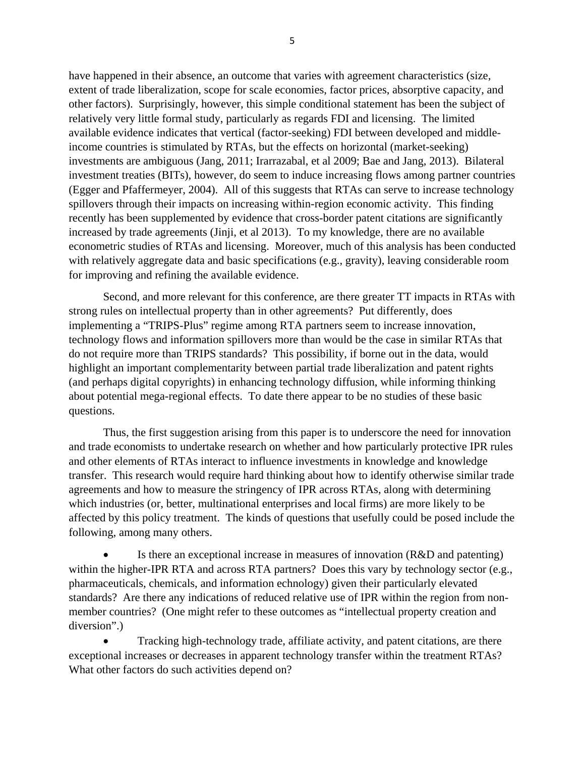have happened in their absence, an outcome that varies with agreement characteristics (size, extent of trade liberalization, scope for scale economies, factor prices, absorptive capacity, and other factors). Surprisingly, however, this simple conditional statement has been the subject of relatively very little formal study, particularly as regards FDI and licensing. The limited available evidence indicates that vertical (factor-seeking) FDI between developed and middle-income countries is stimulated by RTAs, but the effects on horizontal (market-seeking) investments are ambiguous (Jang, 2011; Irarrazabal, et al 2009; Bae and Jang, 2013). Bilateral investment treaties (BITs), however, do seem to induce increasing flows among partner countries (Egger and Pfaffermeyer, 2004). All of this suggests that RTAs can serve to increase technology spillovers through their impacts on increasing within-region economic activity. This finding recently has been supplemented by evidence that cross-border patent citations are significantly increased by trade agreements (Jinji, et al 2013). To my knowledge, there are no available econometric studies of RTAs and licensing. Moreover, much of this analysis has been conducted with relatively aggregate data and basic specifications (e.g., gravity), leaving considerable room for improving and refining the available evidence.

Second, and more relevant for this conference, are there greater TT impacts in RTAs with strong rules on intellectual property than in other agreements? Put differently, does implementing a "TRIPS-Plus" regime among RTA partners seem to increase innovation, technology flows and information spillovers more than would be the case in similar RTAs that do not require more than TRIPS standards? This possibility, if borne out in the data, would highlight an important complementarity between partial trade liberalization and patent rights (and perhaps digital copyrights) in enhancing technology diffusion, while informing thinking about potential mega-regional effects. To date there appear to be no studies of these basic questions.

Thus, the first suggestion arising from this paper is to underscore the need for innovation and trade economists to undertake research on whether and how particularly protective IPR rules and other elements of RTAs interact to influence investments in knowledge and knowledge transfer. This research would require hard thinking about how to identify otherwise similar trade agreements and how to measure the stringency of IPR across RTAs, along with determining which industries (or, better, multinational enterprises and local firms) are more likely to be affected by this policy treatment. The kinds of questions that usefully could be posed include the following, among many others.

- Is there an exceptional increase in measures of innovation (R&D and patenting) within the higher-IPR RTA and across RTA partners? Does this vary by technology sector (e.g., pharmaceuticals, chemicals, and information echnology) given their particularly elevated standards? Are there any indications of reduced relative use of IPR within the region from non-member countries? (One might refer to these outcomes as "intellectual property creation and diversion".)
- Tracking high-technology trade, affiliate activity, and patent citations, are there exceptional increases or decreases in apparent technology transfer within the treatment RTAs? What other factors do such activities depend on?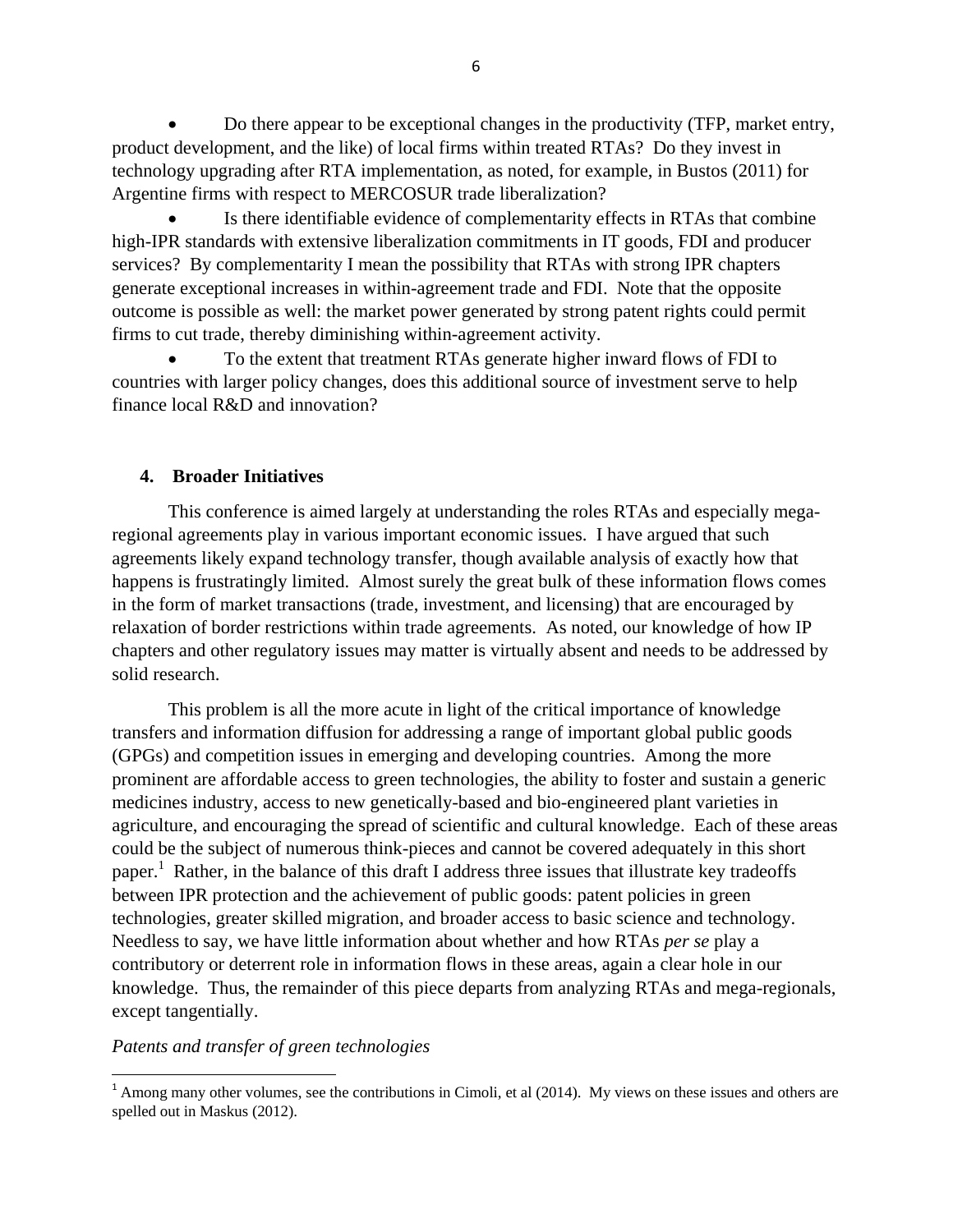- Do there appear to be exceptional changes in the productivity (TFP, market entry, product development, and the like) of local firms within treated RTAs? Do they invest in technology upgrading after RTA implementation, as noted, for example, in Bustos (2011) for Argentine firms with respect to MERCOSUR trade liberalization?
- Is there identifiable evidence of complementarity effects in RTAs that combine high-IPR standards with extensive liberalization commitments in IT goods, FDI and producer services? By complementarity I mean the possibility that RTAs with strong IPR chapters generate exceptional increases in within-agreement trade and FDI. Note that the opposite outcome is possible as well: the market power generated by strong patent rights could permit firms to cut trade, thereby diminishing within-agreement activity.
- To the extent that treatment RTAs generate higher inward flows of FDI to countries with larger policy changes, does this additional source of investment serve to help finance local R&D and innovation?

## 4. Broader Initiatives

This conference is aimed largely at understanding the roles RTAs and especially mega-regional agreements play in various important economic issues. I have argued that such agreements likely expand technology transfer, though available analysis of exactly how that happens is frustratingly limited. Almost surely the great bulk of these information flows comes in the form of market transactions (trade, investment, and licensing) that are encouraged by relaxation of border restrictions within trade agreements. As noted, our knowledge of how IP chapters and other regulatory issues may matter is virtually absent and needs to be addressed by solid research.

This problem is all the more acute in light of the critical importance of knowledge transfers and information diffusion for addressing a range of important global public goods (GPGs) and competition issues in emerging and developing countries. Among the more prominent are affordable access to green technologies, the ability to foster and sustain a generic medicines industry, access to new genetically-based and bio-engineered plant varieties in agriculture, and encouraging the spread of scientific and cultural knowledge. Each of these areas could be the subject of numerous think-pieces and cannot be covered adequately in this short paper.[1] Rather, in the balance of this draft I address three issues that illustrate key tradeoffs between IPR protection and the achievement of public goods: patent policies in green technologies, greater skilled migration, and broader access to basic science and technology. Needless to say, we have little information about whether and how RTAs *per se* play a contributory or deterrent role in information flows in these areas, again a clear hole in our knowledge. Thus, the remainder of this piece departs from analyzing RTAs and mega-regionals, except tangentially.

*Patents and transfer of green technologies*

[1] Among many other volumes, see the contributions in Cimoli, et al (2014). My views on these issues and others are spelled out in Maskus (2012).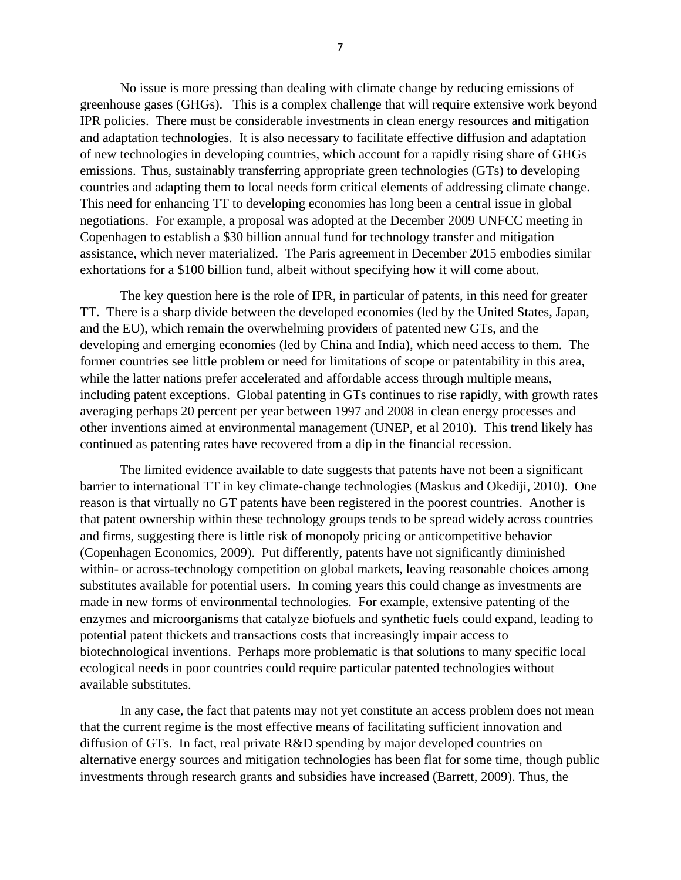No issue is more pressing than dealing with climate change by reducing emissions of greenhouse gases (GHGs). This is a complex challenge that will require extensive work beyond IPR policies. There must be considerable investments in clean energy resources and mitigation and adaptation technologies. It is also necessary to facilitate effective diffusion and adaptation of new technologies in developing countries, which account for a rapidly rising share of GHGs emissions. Thus, sustainably transferring appropriate green technologies (GTs) to developing countries and adapting them to local needs form critical elements of addressing climate change. This need for enhancing TT to developing economies has long been a central issue in global negotiations. For example, a proposal was adopted at the December 2009 UNFCC meeting in Copenhagen to establish a $30 billion annual fund for technology transfer and mitigation assistance, which never materialized. The Paris agreement in December 2015 embodies similar exhortations for a $100 billion fund, albeit without specifying how it will come about.

The key question here is the role of IPR, in particular of patents, in this need for greater TT. There is a sharp divide between the developed economies (led by the United States, Japan, and the EU), which remain the overwhelming providers of patented new GTs, and the developing and emerging economies (led by China and India), which need access to them. The former countries see little problem or need for limitations of scope or patentability in this area, while the latter nations prefer accelerated and affordable access through multiple means, including patent exceptions. Global patenting in GTs continues to rise rapidly, with growth rates averaging perhaps 20 percent per year between 1997 and 2008 in clean energy processes and other inventions aimed at environmental management (UNEP, et al 2010). This trend likely has continued as patenting rates have recovered from a dip in the financial recession.

The limited evidence available to date suggests that patents have not been a significant barrier to international TT in key climate-change technologies (Maskus and Okediji, 2010). One reason is that virtually no GT patents have been registered in the poorest countries. Another is that patent ownership within these technology groups tends to be spread widely across countries and firms, suggesting there is little risk of monopoly pricing or anticompetitive behavior (Copenhagen Economics, 2009). Put differently, patents have not significantly diminished within- or across-technology competition on global markets, leaving reasonable choices among substitutes available for potential users. In coming years this could change as investments are made in new forms of environmental technologies. For example, extensive patenting of the enzymes and microorganisms that catalyze biofuels and synthetic fuels could expand, leading to potential patent thickets and transactions costs that increasingly impair access to biotechnological inventions. Perhaps more problematic is that solutions to many specific local ecological needs in poor countries could require particular patented technologies without available substitutes.

In any case, the fact that patents may not yet constitute an access problem does not mean that the current regime is the most effective means of facilitating sufficient innovation and diffusion of GTs. In fact, real private R&D spending by major developed countries on alternative energy sources and mitigation technologies has been flat for some time, though public investments through research grants and subsidies have increased (Barrett, 2009). Thus, the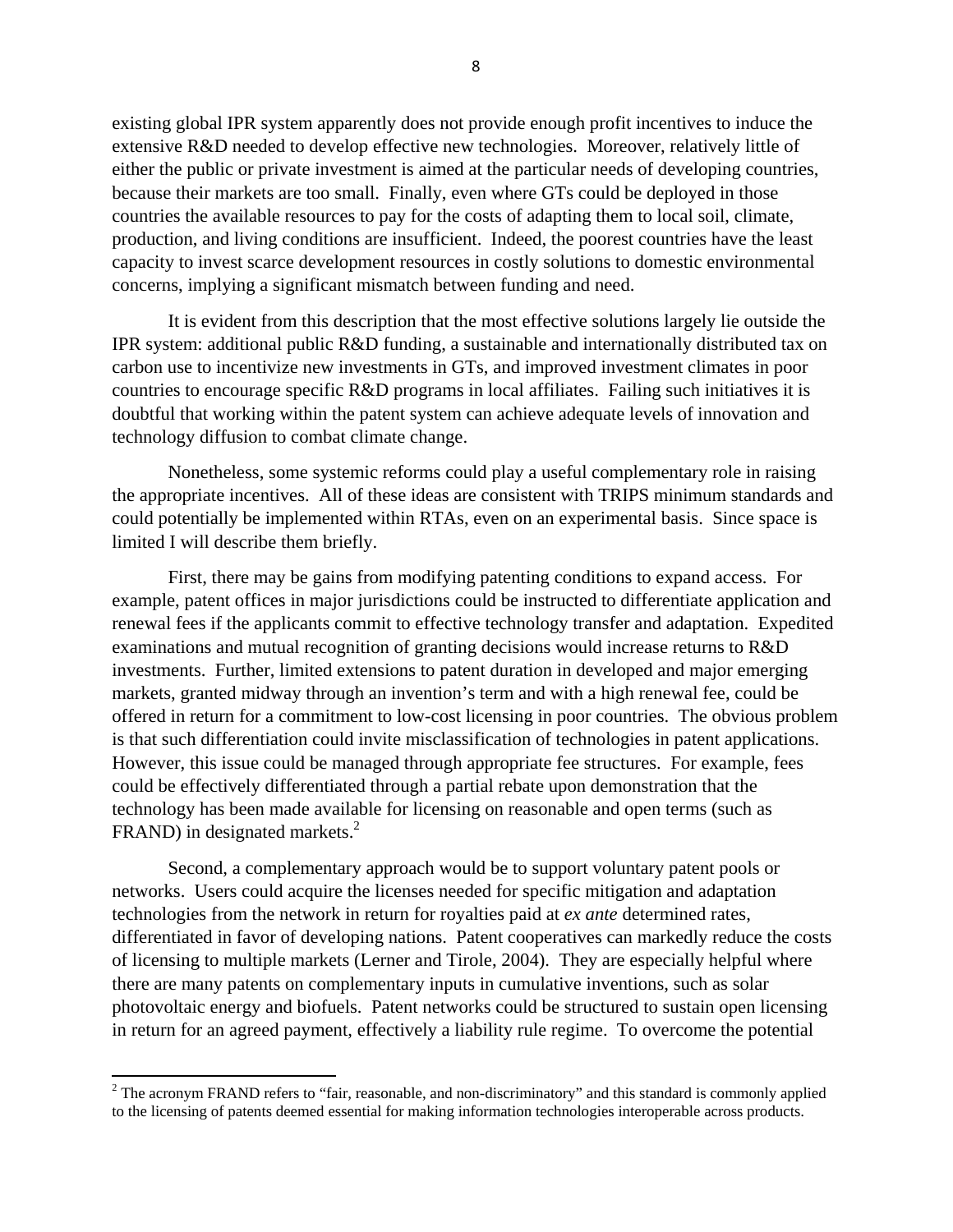existing global IPR system apparently does not provide enough profit incentives to induce the extensive R&D needed to develop effective new technologies. Moreover, relatively little of either the public or private investment is aimed at the particular needs of developing countries, because their markets are too small. Finally, even where GTs could be deployed in those countries the available resources to pay for the costs of adapting them to local soil, climate, production, and living conditions are insufficient. Indeed, the poorest countries have the least capacity to invest scarce development resources in costly solutions to domestic environmental concerns, implying a significant mismatch between funding and need.

It is evident from this description that the most effective solutions largely lie outside the IPR system: additional public R&D funding, a sustainable and internationally distributed tax on carbon use to incentivize new investments in GTs, and improved investment climates in poor countries to encourage specific R&D programs in local affiliates. Failing such initiatives it is doubtful that working within the patent system can achieve adequate levels of innovation and technology diffusion to combat climate change.

Nonetheless, some systemic reforms could play a useful complementary role in raising the appropriate incentives. All of these ideas are consistent with TRIPS minimum standards and could potentially be implemented within RTAs, even on an experimental basis. Since space is limited I will describe them briefly.

First, there may be gains from modifying patenting conditions to expand access. For example, patent offices in major jurisdictions could be instructed to differentiate application and renewal fees if the applicants commit to effective technology transfer and adaptation. Expedited examinations and mutual recognition of granting decisions would increase returns to R&D investments. Further, limited extensions to patent duration in developed and major emerging markets, granted midway through an invention's term and with a high renewal fee, could be offered in return for a commitment to low-cost licensing in poor countries. The obvious problem is that such differentiation could invite misclassification of technologies in patent applications. However, this issue could be managed through appropriate fee structures. For example, fees could be effectively differentiated through a partial rebate upon demonstration that the technology has been made available for licensing on reasonable and open terms (such as FRAND) in designated markets.[2]

Second, a complementary approach would be to support voluntary patent pools or networks. Users could acquire the licenses needed for specific mitigation and adaptation technologies from the network in return for royalties paid at *ex ante* determined rates, differentiated in favor of developing nations. Patent cooperatives can markedly reduce the costs of licensing to multiple markets (Lerner and Tirole, 2004). They are especially helpful where there are many patents on complementary inputs in cumulative inventions, such as solar photovoltaic energy and biofuels. Patent networks could be structured to sustain open licensing in return for an agreed payment, effectively a liability rule regime. To overcome the potential

[2] The acronym FRAND refers to "fair, reasonable, and non-discriminatory" and this standard is commonly applied to the licensing of patents deemed essential for making information technologies interoperable across products.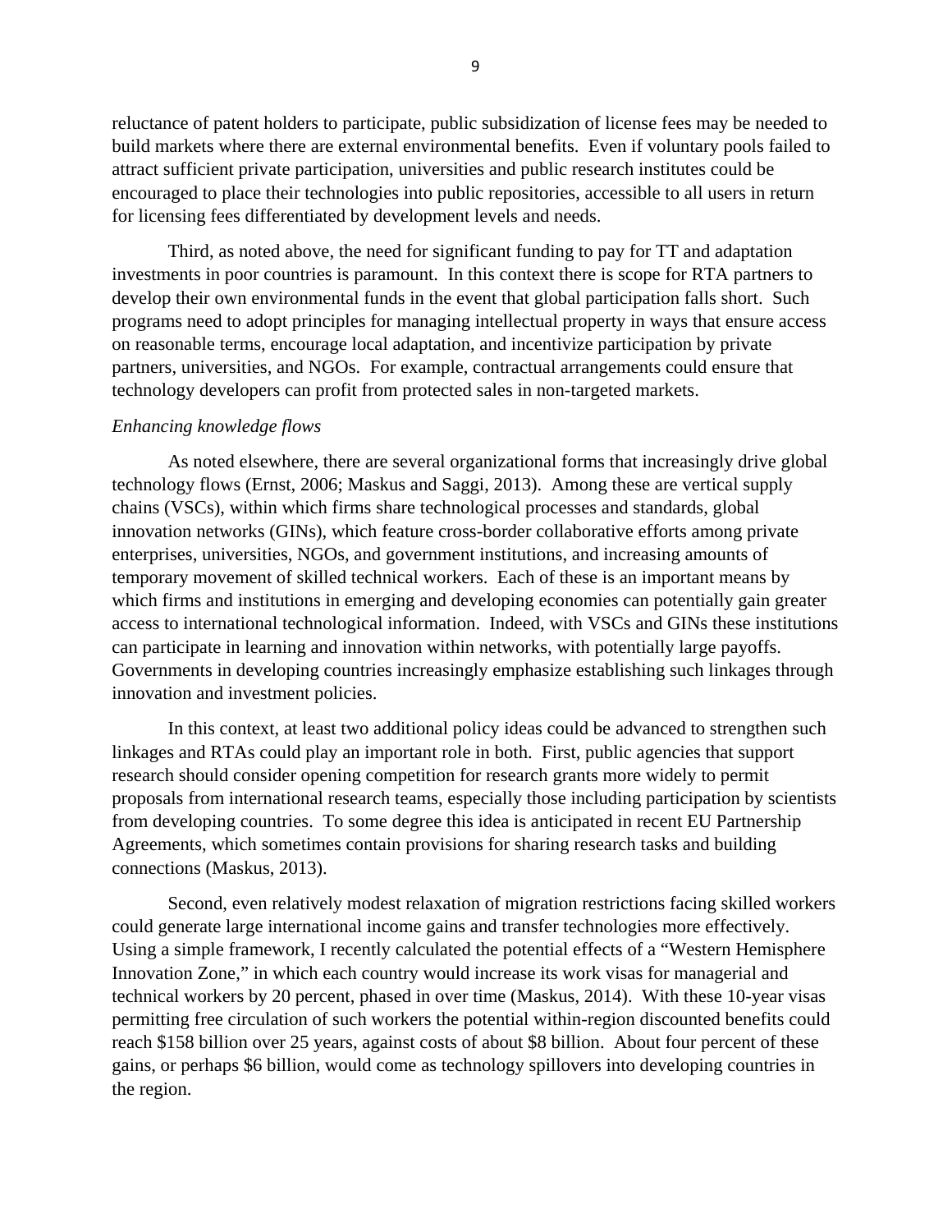reluctance of patent holders to participate, public subsidization of license fees may be needed to build markets where there are external environmental benefits. Even if voluntary pools failed to attract sufficient private participation, universities and public research institutes could be encouraged to place their technologies into public repositories, accessible to all users in return for licensing fees differentiated by development levels and needs.

Third, as noted above, the need for significant funding to pay for TT and adaptation investments in poor countries is paramount. In this context there is scope for RTA partners to develop their own environmental funds in the event that global participation falls short. Such programs need to adopt principles for managing intellectual property in ways that ensure access on reasonable terms, encourage local adaptation, and incentivize participation by private partners, universities, and NGOs. For example, contractual arrangements could ensure that technology developers can profit from protected sales in non-targeted markets.

*Enhancing knowledge flows*

As noted elsewhere, there are several organizational forms that increasingly drive global technology flows (Ernst, 2006; Maskus and Saggi, 2013). Among these are vertical supply chains (VSCs), within which firms share technological processes and standards, global innovation networks (GINs), which feature cross-border collaborative efforts among private enterprises, universities, NGOs, and government institutions, and increasing amounts of temporary movement of skilled technical workers. Each of these is an important means by which firms and institutions in emerging and developing economies can potentially gain greater access to international technological information. Indeed, with VSCs and GINs these institutions can participate in learning and innovation within networks, with potentially large payoffs. Governments in developing countries increasingly emphasize establishing such linkages through innovation and investment policies.

In this context, at least two additional policy ideas could be advanced to strengthen such linkages and RTAs could play an important role in both. First, public agencies that support research should consider opening competition for research grants more widely to permit proposals from international research teams, especially those including participation by scientists from developing countries. To some degree this idea is anticipated in recent EU Partnership Agreements, which sometimes contain provisions for sharing research tasks and building connections (Maskus, 2013).

Second, even relatively modest relaxation of migration restrictions facing skilled workers could generate large international income gains and transfer technologies more effectively. Using a simple framework, I recently calculated the potential effects of a "Western Hemisphere Innovation Zone," in which each country would increase its work visas for managerial and technical workers by 20 percent, phased in over time (Maskus, 2014). With these 10-year visas permitting free circulation of such workers the potential within-region discounted benefits could reach $158 billion over 25 years, against costs of about $8 billion. About four percent of these gains, or perhaps $6 billion, would come as technology spillovers into developing countries in the region.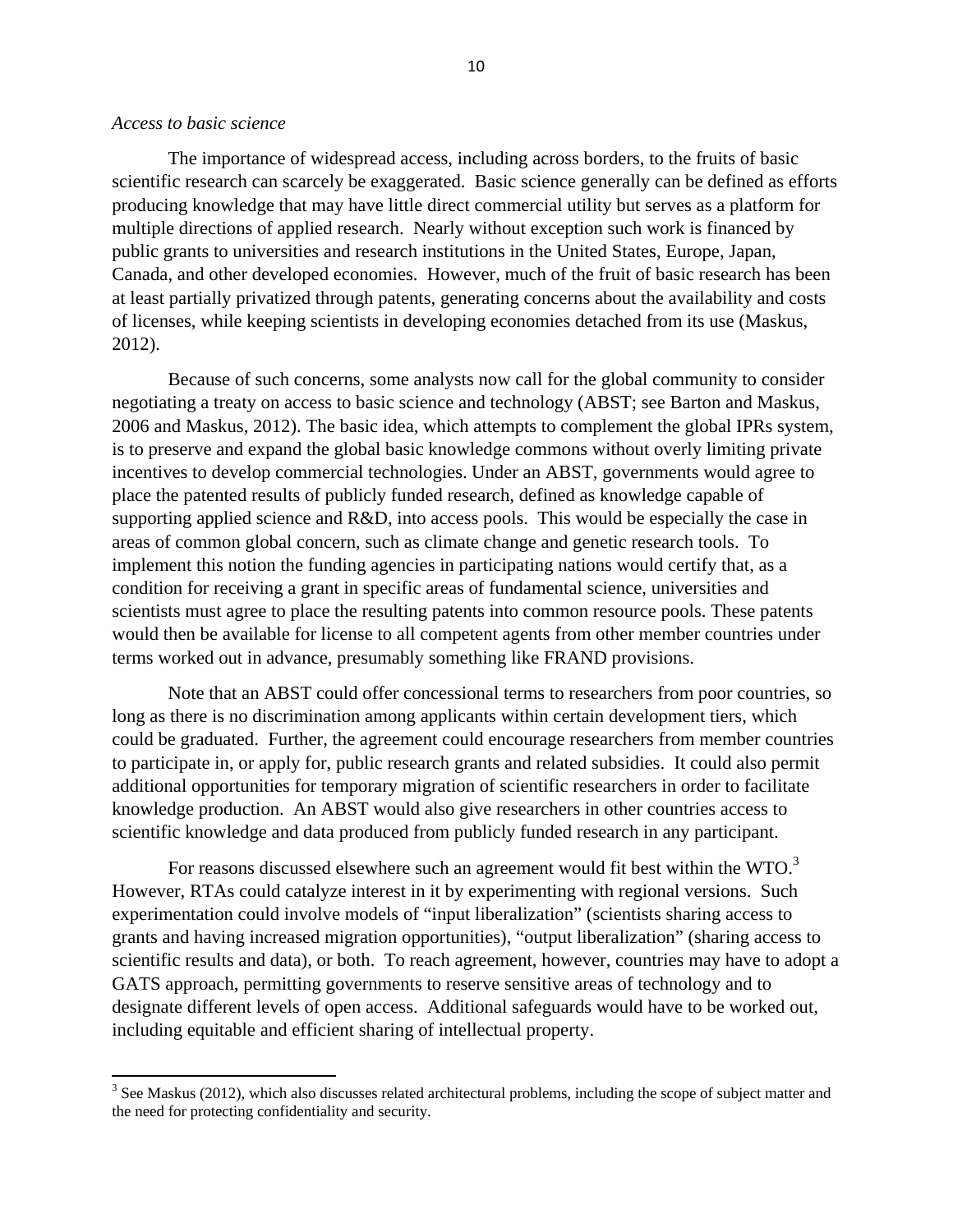*Access to basic science*

The importance of widespread access, including across borders, to the fruits of basic scientific research can scarcely be exaggerated. Basic science generally can be defined as efforts producing knowledge that may have little direct commercial utility but serves as a platform for multiple directions of applied research. Nearly without exception such work is financed by public grants to universities and research institutions in the United States, Europe, Japan, Canada, and other developed economies. However, much of the fruit of basic research has been at least partially privatized through patents, generating concerns about the availability and costs of licenses, while keeping scientists in developing economies detached from its use (Maskus, 2012).

Because of such concerns, some analysts now call for the global community to consider negotiating a treaty on access to basic science and technology (ABST; see Barton and Maskus, 2006 and Maskus, 2012). The basic idea, which attempts to complement the global IPRs system, is to preserve and expand the global basic knowledge commons without overly limiting private incentives to develop commercial technologies. Under an ABST, governments would agree to place the patented results of publicly funded research, defined as knowledge capable of supporting applied science and R&D, into access pools. This would be especially the case in areas of common global concern, such as climate change and genetic research tools. To implement this notion the funding agencies in participating nations would certify that, as a condition for receiving a grant in specific areas of fundamental science, universities and scientists must agree to place the resulting patents into common resource pools. These patents would then be available for license to all competent agents from other member countries under terms worked out in advance, presumably something like FRAND provisions.

Note that an ABST could offer concessional terms to researchers from poor countries, so long as there is no discrimination among applicants within certain development tiers, which could be graduated. Further, the agreement could encourage researchers from member countries to participate in, or apply for, public research grants and related subsidies. It could also permit additional opportunities for temporary migration of scientific researchers in order to facilitate knowledge production. An ABST would also give researchers in other countries access to scientific knowledge and data produced from publicly funded research in any participant.

For reasons discussed elsewhere such an agreement would fit best within the WTO.[3] However, RTAs could catalyze interest in it by experimenting with regional versions. Such experimentation could involve models of "input liberalization" (scientists sharing access to grants and having increased migration opportunities), "output liberalization" (sharing access to scientific results and data), or both. To reach agreement, however, countries may have to adopt a GATS approach, permitting governments to reserve sensitive areas of technology and to designate different levels of open access. Additional safeguards would have to be worked out, including equitable and efficient sharing of intellectual property.

[3] See Maskus (2012), which also discusses related architectural problems, including the scope of subject matter and the need for protecting confidentiality and security.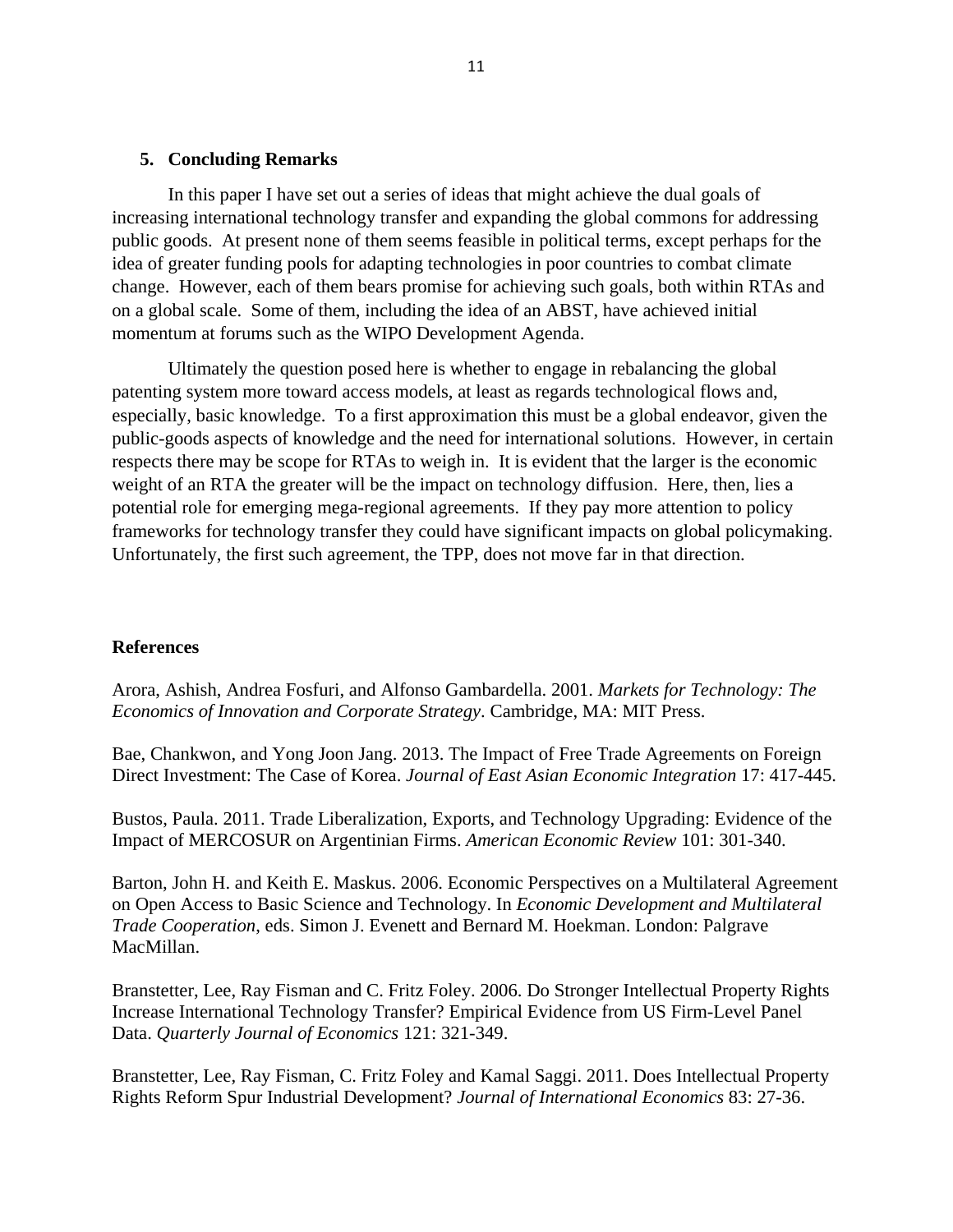## 5. Concluding Remarks

In this paper I have set out a series of ideas that might achieve the dual goals of increasing international technology transfer and expanding the global commons for addressing public goods. At present none of them seems feasible in political terms, except perhaps for the idea of greater funding pools for adapting technologies in poor countries to combat climate change. However, each of them bears promise for achieving such goals, both within RTAs and on a global scale. Some of them, including the idea of an ABST, have achieved initial momentum at forums such as the WIPO Development Agenda.

Ultimately the question posed here is whether to engage in rebalancing the global patenting system more toward access models, at least as regards technological flows and, especially, basic knowledge. To a first approximation this must be a global endeavor, given the public-goods aspects of knowledge and the need for international solutions. However, in certain respects there may be scope for RTAs to weigh in. It is evident that the larger is the economic weight of an RTA the greater will be the impact on technology diffusion. Here, then, lies a potential role for emerging mega-regional agreements. If they pay more attention to policy frameworks for technology transfer they could have significant impacts on global policymaking. Unfortunately, the first such agreement, the TPP, does not move far in that direction.

## References

Arora, Ashish, Andrea Fosfuri, and Alfonso Gambardella. 2001. *Markets for Technology: The Economics of Innovation and Corporate Strategy*. Cambridge, MA: MIT Press.

Bae, Chankwon, and Yong Joon Jang. 2013. The Impact of Free Trade Agreements on Foreign Direct Investment: The Case of Korea. *Journal of East Asian Economic Integration* 17: 417-445.

Bustos, Paula. 2011. Trade Liberalization, Exports, and Technology Upgrading: Evidence of the Impact of MERCOSUR on Argentinian Firms. *American Economic Review* 101: 301-340.

Barton, John H. and Keith E. Maskus. 2006. Economic Perspectives on a Multilateral Agreement on Open Access to Basic Science and Technology. In *Economic Development and Multilateral Trade Cooperation*, eds. Simon J. Evenett and Bernard M. Hoekman. London: Palgrave MacMillan.

Branstetter, Lee, Ray Fisman and C. Fritz Foley. 2006. Do Stronger Intellectual Property Rights Increase International Technology Transfer? Empirical Evidence from US Firm-Level Panel Data. *Quarterly Journal of Economics* 121: 321-349.

Branstetter, Lee, Ray Fisman, C. Fritz Foley and Kamal Saggi. 2011. Does Intellectual Property Rights Reform Spur Industrial Development? *Journal of International Economics* 83: 27-36.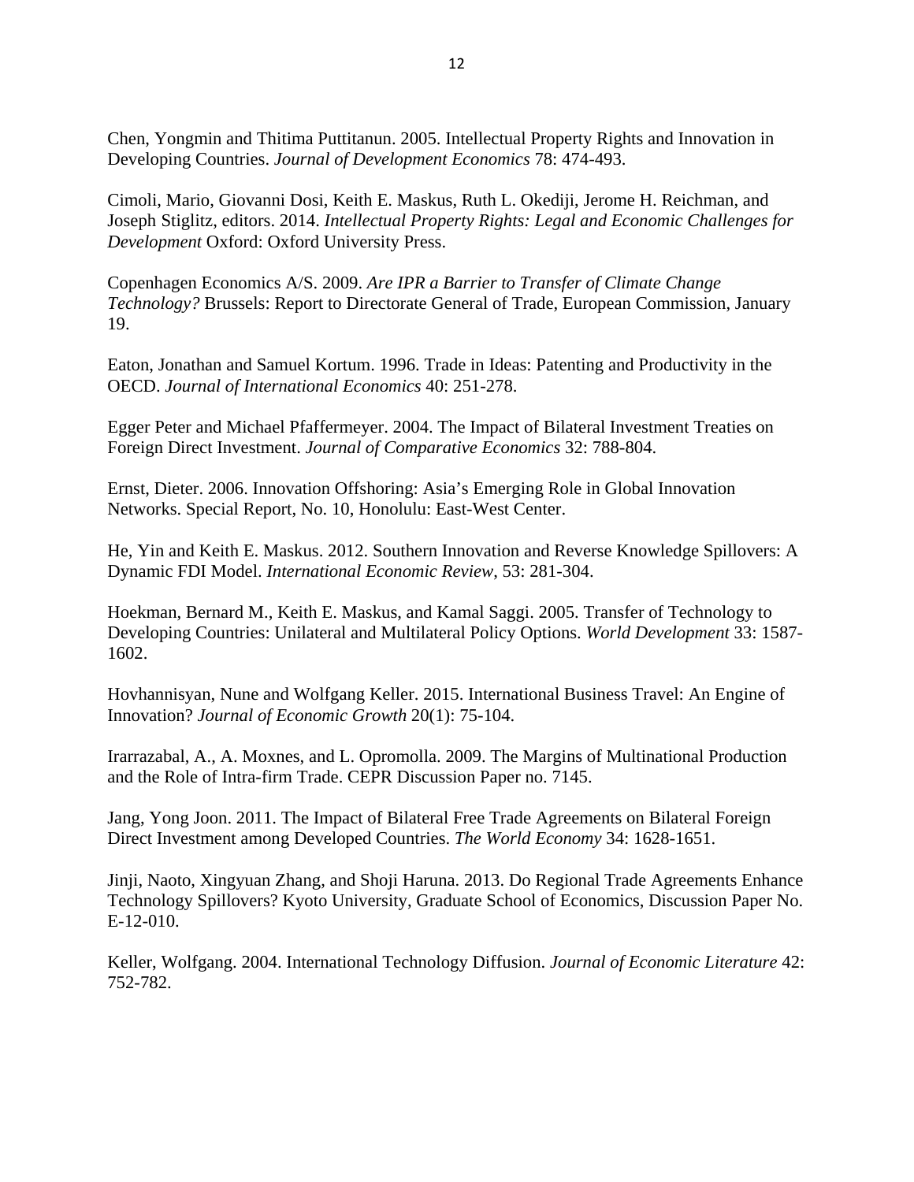Chen, Yongmin and Thitima Puttitanun. 2005. Intellectual Property Rights and Innovation in Developing Countries. *Journal of Development Economics* 78: 474-493.

Cimoli, Mario, Giovanni Dosi, Keith E. Maskus, Ruth L. Okediji, Jerome H. Reichman, and Joseph Stiglitz, editors. 2014. *Intellectual Property Rights: Legal and Economic Challenges for Development* Oxford: Oxford University Press.

Copenhagen Economics A/S. 2009. *Are IPR a Barrier to Transfer of Climate Change Technology?* Brussels: Report to Directorate General of Trade, European Commission, January 19.

Eaton, Jonathan and Samuel Kortum. 1996. Trade in Ideas: Patenting and Productivity in the OECD. *Journal of International Economics* 40: 251-278.

Egger Peter and Michael Pfaffermeyer. 2004. The Impact of Bilateral Investment Treaties on Foreign Direct Investment. *Journal of Comparative Economics* 32: 788-804.

Ernst, Dieter. 2006. Innovation Offshoring: Asia's Emerging Role in Global Innovation Networks. Special Report, No. 10, Honolulu: East-West Center.

He, Yin and Keith E. Maskus. 2012. Southern Innovation and Reverse Knowledge Spillovers: A Dynamic FDI Model. *International Economic Review*, 53: 281-304.

Hoekman, Bernard M., Keith E. Maskus, and Kamal Saggi. 2005. Transfer of Technology to Developing Countries: Unilateral and Multilateral Policy Options. *World Development* 33: 1587-1602.

Hovhannisyan, Nune and Wolfgang Keller. 2015. International Business Travel: An Engine of Innovation? *Journal of Economic Growth* 20(1): 75-104.

Irarrazabal, A., A. Moxnes, and L. Opromolla. 2009. The Margins of Multinational Production and the Role of Intra-firm Trade. CEPR Discussion Paper no. 7145.

Jang, Yong Joon. 2011. The Impact of Bilateral Free Trade Agreements on Bilateral Foreign Direct Investment among Developed Countries. *The World Economy* 34: 1628-1651.

Jinji, Naoto, Xingyuan Zhang, and Shoji Haruna. 2013. Do Regional Trade Agreements Enhance Technology Spillovers? Kyoto University, Graduate School of Economics, Discussion Paper No. E-12-010.

Keller, Wolfgang. 2004. International Technology Diffusion. *Journal of Economic Literature* 42: 752-782.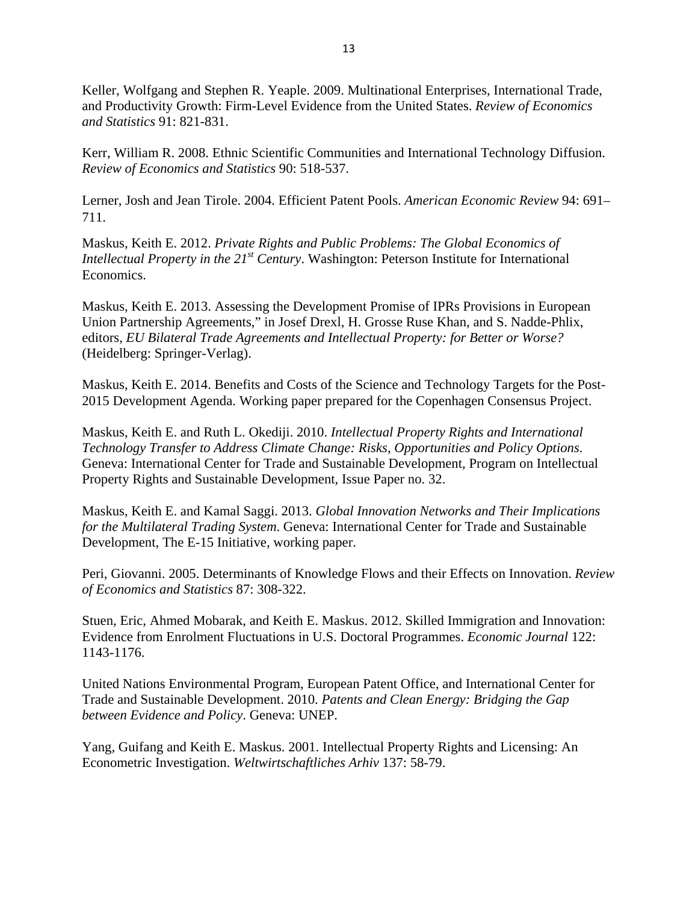Keller, Wolfgang and Stephen R. Yeaple. 2009. Multinational Enterprises, International Trade, and Productivity Growth: Firm-Level Evidence from the United States. *Review of Economics and Statistics* 91: 821-831.

Kerr, William R. 2008. Ethnic Scientific Communities and International Technology Diffusion. *Review of Economics and Statistics* 90: 518-537.

Lerner, Josh and Jean Tirole. 2004. Efficient Patent Pools. *American Economic Review* 94: 691–711.

Maskus, Keith E. 2012. *Private Rights and Public Problems: The Global Economics of Intellectual Property in the 21st Century*. Washington: Peterson Institute for International Economics.

Maskus, Keith E. 2013. Assessing the Development Promise of IPRs Provisions in European Union Partnership Agreements," in Josef Drexl, H. Grosse Ruse Khan, and S. Nadde-Phlix, editors, *EU Bilateral Trade Agreements and Intellectual Property: for Better or Worse?* (Heidelberg: Springer-Verlag).

Maskus, Keith E. 2014. Benefits and Costs of the Science and Technology Targets for the Post-2015 Development Agenda. Working paper prepared for the Copenhagen Consensus Project.

Maskus, Keith E. and Ruth L. Okediji. 2010. *Intellectual Property Rights and International Technology Transfer to Address Climate Change: Risks, Opportunities and Policy Options*. Geneva: International Center for Trade and Sustainable Development, Program on Intellectual Property Rights and Sustainable Development, Issue Paper no. 32.

Maskus, Keith E. and Kamal Saggi. 2013. *Global Innovation Networks and Their Implications for the Multilateral Trading System*. Geneva: International Center for Trade and Sustainable Development, The E-15 Initiative, working paper.

Peri, Giovanni. 2005. Determinants of Knowledge Flows and their Effects on Innovation. *Review of Economics and Statistics* 87: 308-322.

Stuen, Eric, Ahmed Mobarak, and Keith E. Maskus. 2012. Skilled Immigration and Innovation: Evidence from Enrolment Fluctuations in U.S. Doctoral Programmes. *Economic Journal* 122: 1143-1176.

United Nations Environmental Program, European Patent Office, and International Center for Trade and Sustainable Development. 2010. *Patents and Clean Energy: Bridging the Gap between Evidence and Policy*. Geneva: UNEP.

Yang, Guifang and Keith E. Maskus. 2001. Intellectual Property Rights and Licensing: An Econometric Investigation. *Weltwirtschaftliches Arhiv* 137: 58-79.